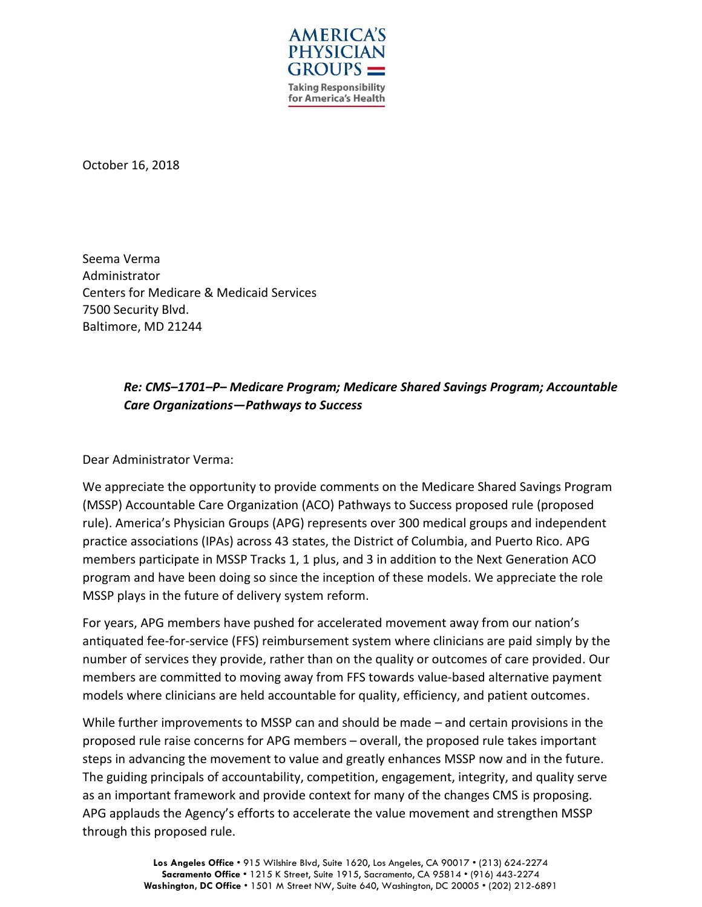AMERICA'S PHYSICIAN GROUPS

Taking Responsibility for America's Health

October 16, 2018

Seema Verma
Administrator
Centers for Medicare & Medicaid Services
7500 Security Blvd.
Baltimore, MD 21244

***Re: CMS–1701–P– Medicare Program; Medicare Shared Savings Program; Accountable Care Organizations—Pathways to Success***

Dear Administrator Verma:

We appreciate the opportunity to provide comments on the Medicare Shared Savings Program (MSSP) Accountable Care Organization (ACO) Pathways to Success proposed rule (proposed rule). America's Physician Groups (APG) represents over 300 medical groups and independent practice associations (IPAs) across 43 states, the District of Columbia, and Puerto Rico. APG members participate in MSSP Tracks 1, 1 plus, and 3 in addition to the Next Generation ACO program and have been doing so since the inception of these models. We appreciate the role MSSP plays in the future of delivery system reform.

For years, APG members have pushed for accelerated movement away from our nation's antiquated fee-for-service (FFS) reimbursement system where clinicians are paid simply by the number of services they provide, rather than on the quality or outcomes of care provided. Our members are committed to moving away from FFS towards value-based alternative payment models where clinicians are held accountable for quality, efficiency, and patient outcomes.

While further improvements to MSSP can and should be made – and certain provisions in the proposed rule raise concerns for APG members – overall, the proposed rule takes important steps in advancing the movement to value and greatly enhances MSSP now and in the future. The guiding principals of accountability, competition, engagement, integrity, and quality serve as an important framework and provide context for many of the changes CMS is proposing. APG applauds the Agency's efforts to accelerate the value movement and strengthen MSSP through this proposed rule.

**Los Angeles Office** • 915 Wilshire Blvd, Suite 1620, Los Angeles, CA 90017 • (213) 624-2274
**Sacramento Office** • 1215 K Street, Suite 1915, Sacramento, CA 95814 • (916) 443-2274
**Washington, DC Office** • 1501 M Street NW, Suite 640, Washington, DC 20005 • (202) 212-6891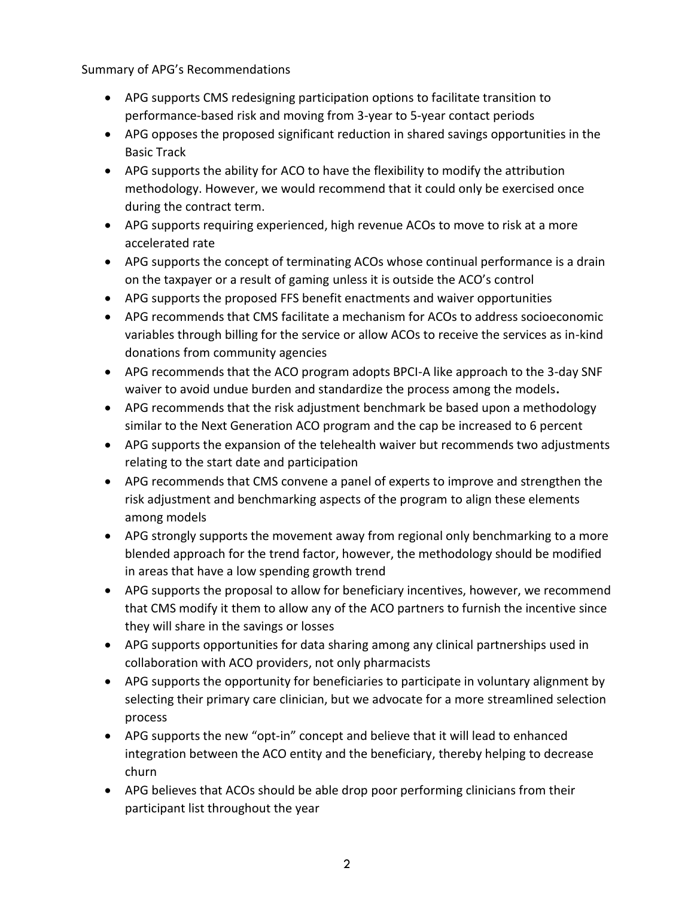Summary of APG's Recommendations

- APG supports CMS redesigning participation options to facilitate transition to performance-based risk and moving from 3-year to 5-year contact periods
- APG opposes the proposed significant reduction in shared savings opportunities in the Basic Track
- APG supports the ability for ACO to have the flexibility to modify the attribution methodology. However, we would recommend that it could only be exercised once during the contract term.
- APG supports requiring experienced, high revenue ACOs to move to risk at a more accelerated rate
- APG supports the concept of terminating ACOs whose continual performance is a drain on the taxpayer or a result of gaming unless it is outside the ACO's control
- APG supports the proposed FFS benefit enactments and waiver opportunities
- APG recommends that CMS facilitate a mechanism for ACOs to address socioeconomic variables through billing for the service or allow ACOs to receive the services as in-kind donations from community agencies
- APG recommends that the ACO program adopts BPCI-A like approach to the 3-day SNF waiver to avoid undue burden and standardize the process among the models**.**
- APG recommends that the risk adjustment benchmark be based upon a methodology similar to the Next Generation ACO program and the cap be increased to 6 percent
- APG supports the expansion of the telehealth waiver but recommends two adjustments relating to the start date and participation
- APG recommends that CMS convene a panel of experts to improve and strengthen the risk adjustment and benchmarking aspects of the program to align these elements among models
- APG strongly supports the movement away from regional only benchmarking to a more blended approach for the trend factor, however, the methodology should be modified in areas that have a low spending growth trend
- APG supports the proposal to allow for beneficiary incentives, however, we recommend that CMS modify it them to allow any of the ACO partners to furnish the incentive since they will share in the savings or losses
- APG supports opportunities for data sharing among any clinical partnerships used in collaboration with ACO providers, not only pharmacists
- APG supports the opportunity for beneficiaries to participate in voluntary alignment by selecting their primary care clinician, but we advocate for a more streamlined selection process
- APG supports the new "opt-in" concept and believe that it will lead to enhanced integration between the ACO entity and the beneficiary, thereby helping to decrease churn
- APG believes that ACOs should be able drop poor performing clinicians from their participant list throughout the year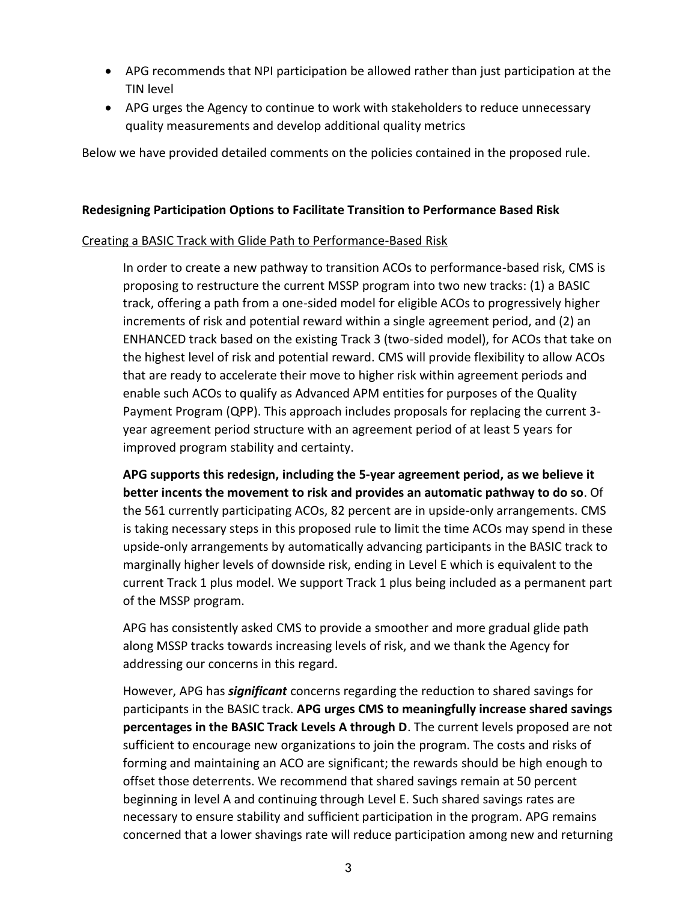- APG recommends that NPI participation be allowed rather than just participation at the TIN level
- APG urges the Agency to continue to work with stakeholders to reduce unnecessary quality measurements and develop additional quality metrics

Below we have provided detailed comments on the policies contained in the proposed rule.

**Redesigning Participation Options to Facilitate Transition to Performance Based Risk**

<u>Creating a BASIC Track with Glide Path to Performance-Based Risk</u>

> In order to create a new pathway to transition ACOs to performance-based risk, CMS is proposing to restructure the current MSSP program into two new tracks: (1) a BASIC track, offering a path from a one-sided model for eligible ACOs to progressively higher increments of risk and potential reward within a single agreement period, and (2) an ENHANCED track based on the existing Track 3 (two-sided model), for ACOs that take on the highest level of risk and potential reward. CMS will provide flexibility to allow ACOs that are ready to accelerate their move to higher risk within agreement periods and enable such ACOs to qualify as Advanced APM entities for purposes of the Quality Payment Program (QPP). This approach includes proposals for replacing the current 3-year agreement period structure with an agreement period of at least 5 years for improved program stability and certainty.
>
> **APG supports this redesign, including the 5-year agreement period, as we believe it better incents the movement to risk and provides an automatic pathway to do so**. Of the 561 currently participating ACOs, 82 percent are in upside-only arrangements. CMS is taking necessary steps in this proposed rule to limit the time ACOs may spend in these upside-only arrangements by automatically advancing participants in the BASIC track to marginally higher levels of downside risk, ending in Level E which is equivalent to the current Track 1 plus model. We support Track 1 plus being included as a permanent part of the MSSP program.
>
> APG has consistently asked CMS to provide a smoother and more gradual glide path along MSSP tracks towards increasing levels of risk, and we thank the Agency for addressing our concerns in this regard.
>
> However, APG has ***significant*** concerns regarding the reduction to shared savings for participants in the BASIC track. **APG urges CMS to meaningfully increase shared savings percentages in the BASIC Track Levels A through D**. The current levels proposed are not sufficient to encourage new organizations to join the program. The costs and risks of forming and maintaining an ACO are significant; the rewards should be high enough to offset those deterrents. We recommend that shared savings remain at 50 percent beginning in level A and continuing through Level E. Such shared savings rates are necessary to ensure stability and sufficient participation in the program. APG remains concerned that a lower shavings rate will reduce participation among new and returning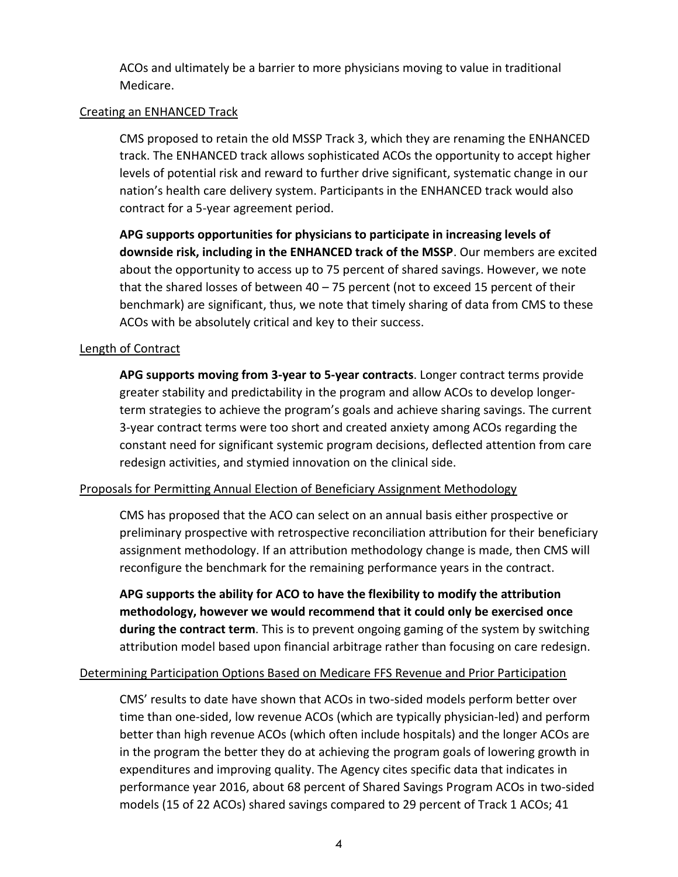ACOs and ultimately be a barrier to more physicians moving to value in traditional Medicare.

Creating an ENHANCED Track

CMS proposed to retain the old MSSP Track 3, which they are renaming the ENHANCED track. The ENHANCED track allows sophisticated ACOs the opportunity to accept higher levels of potential risk and reward to further drive significant, systematic change in our nation's health care delivery system. Participants in the ENHANCED track would also contract for a 5-year agreement period.

**APG supports opportunities for physicians to participate in increasing levels of downside risk, including in the ENHANCED track of the MSSP**. Our members are excited about the opportunity to access up to 75 percent of shared savings. However, we note that the shared losses of between 40 – 75 percent (not to exceed 15 percent of their benchmark) are significant, thus, we note that timely sharing of data from CMS to these ACOs with be absolutely critical and key to their success.

Length of Contract

**APG supports moving from 3-year to 5-year contracts**. Longer contract terms provide greater stability and predictability in the program and allow ACOs to develop longer-term strategies to achieve the program's goals and achieve sharing savings. The current 3-year contract terms were too short and created anxiety among ACOs regarding the constant need for significant systemic program decisions, deflected attention from care redesign activities, and stymied innovation on the clinical side.

Proposals for Permitting Annual Election of Beneficiary Assignment Methodology

CMS has proposed that the ACO can select on an annual basis either prospective or preliminary prospective with retrospective reconciliation attribution for their beneficiary assignment methodology. If an attribution methodology change is made, then CMS will reconfigure the benchmark for the remaining performance years in the contract.

**APG supports the ability for ACO to have the flexibility to modify the attribution methodology, however we would recommend that it could only be exercised once during the contract term**. This is to prevent ongoing gaming of the system by switching attribution model based upon financial arbitrage rather than focusing on care redesign.

Determining Participation Options Based on Medicare FFS Revenue and Prior Participation

CMS' results to date have shown that ACOs in two-sided models perform better over time than one-sided, low revenue ACOs (which are typically physician-led) and perform better than high revenue ACOs (which often include hospitals) and the longer ACOs are in the program the better they do at achieving the program goals of lowering growth in expenditures and improving quality. The Agency cites specific data that indicates in performance year 2016, about 68 percent of Shared Savings Program ACOs in two-sided models (15 of 22 ACOs) shared savings compared to 29 percent of Track 1 ACOs; 41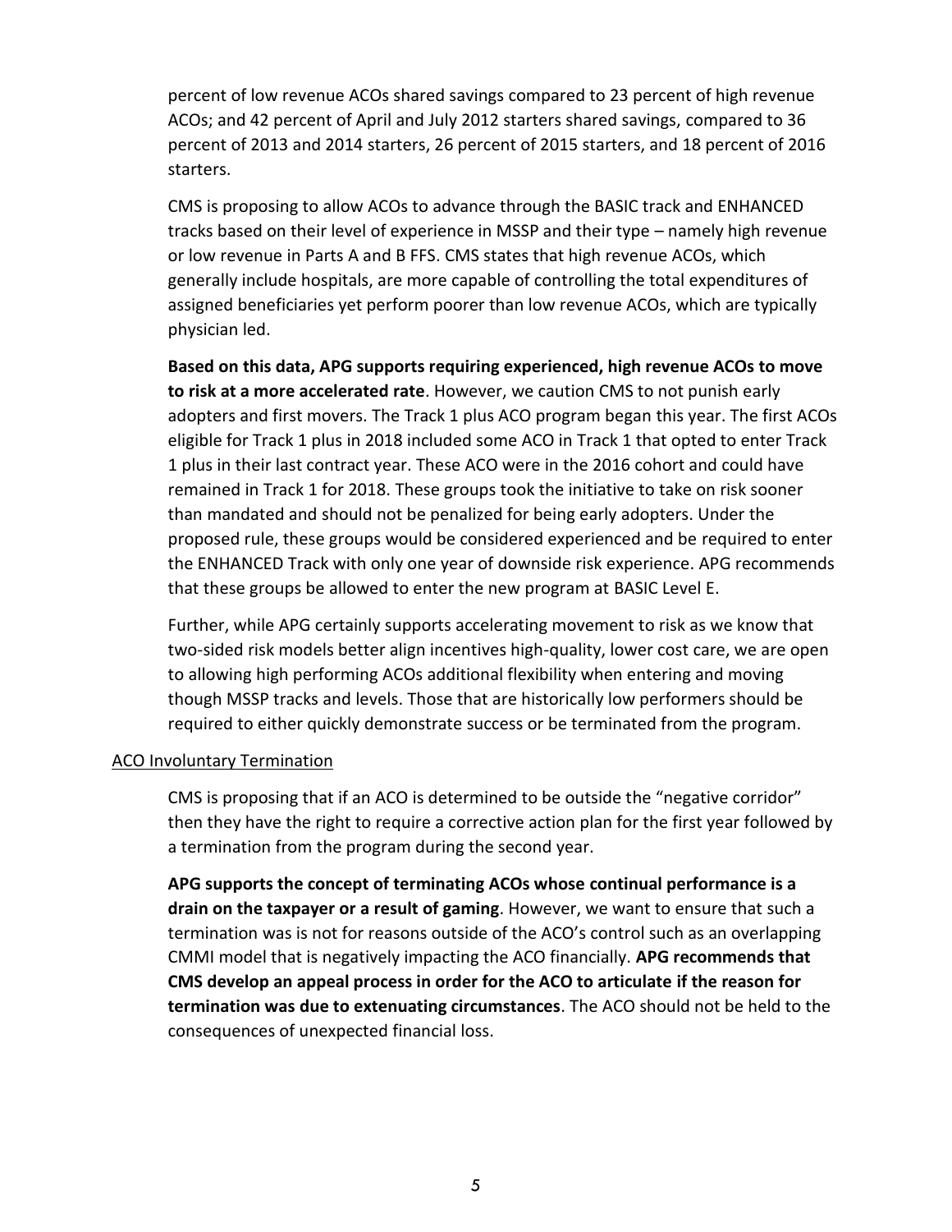percent of low revenue ACOs shared savings compared to 23 percent of high revenue ACOs; and 42 percent of April and July 2012 starters shared savings, compared to 36 percent of 2013 and 2014 starters, 26 percent of 2015 starters, and 18 percent of 2016 starters.

CMS is proposing to allow ACOs to advance through the BASIC track and ENHANCED tracks based on their level of experience in MSSP and their type – namely high revenue or low revenue in Parts A and B FFS. CMS states that high revenue ACOs, which generally include hospitals, are more capable of controlling the total expenditures of assigned beneficiaries yet perform poorer than low revenue ACOs, which are typically physician led.

**Based on this data, APG supports requiring experienced, high revenue ACOs to move to risk at a more accelerated rate**. However, we caution CMS to not punish early adopters and first movers. The Track 1 plus ACO program began this year. The first ACOs eligible for Track 1 plus in 2018 included some ACO in Track 1 that opted to enter Track 1 plus in their last contract year. These ACO were in the 2016 cohort and could have remained in Track 1 for 2018. These groups took the initiative to take on risk sooner than mandated and should not be penalized for being early adopters. Under the proposed rule, these groups would be considered experienced and be required to enter the ENHANCED Track with only one year of downside risk experience. APG recommends that these groups be allowed to enter the new program at BASIC Level E.

Further, while APG certainly supports accelerating movement to risk as we know that two-sided risk models better align incentives high-quality, lower cost care, we are open to allowing high performing ACOs additional flexibility when entering and moving though MSSP tracks and levels. Those that are historically low performers should be required to either quickly demonstrate success or be terminated from the program.

<u>ACO Involuntary Termination</u>

CMS is proposing that if an ACO is determined to be outside the "negative corridor" then they have the right to require a corrective action plan for the first year followed by a termination from the program during the second year.

**APG supports the concept of terminating ACOs whose continual performance is a drain on the taxpayer or a result of gaming**. However, we want to ensure that such a termination was is not for reasons outside of the ACO's control such as an overlapping CMMI model that is negatively impacting the ACO financially. **APG recommends that CMS develop an appeal process in order for the ACO to articulate if the reason for termination was due to extenuating circumstances**. The ACO should not be held to the consequences of unexpected financial loss.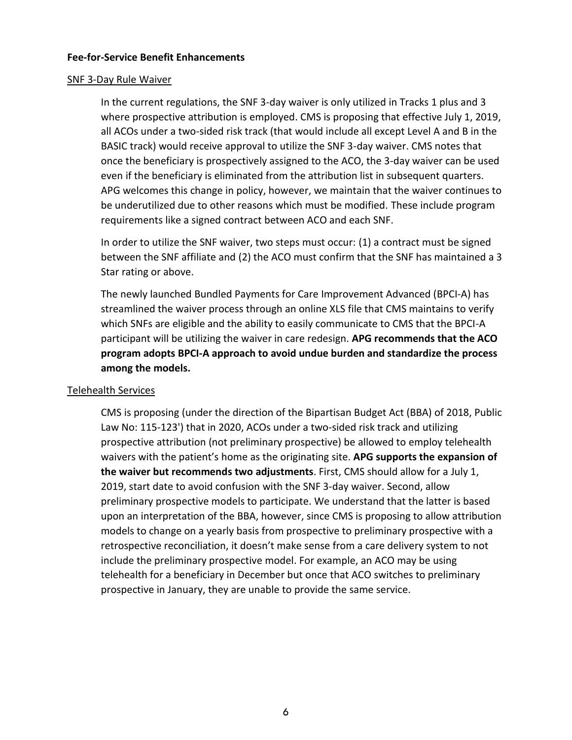**Fee-for-Service Benefit Enhancements**

SNF 3-Day Rule Waiver

In the current regulations, the SNF 3-day waiver is only utilized in Tracks 1 plus and 3 where prospective attribution is employed. CMS is proposing that effective July 1, 2019, all ACOs under a two-sided risk track (that would include all except Level A and B in the BASIC track) would receive approval to utilize the SNF 3-day waiver. CMS notes that once the beneficiary is prospectively assigned to the ACO, the 3-day waiver can be used even if the beneficiary is eliminated from the attribution list in subsequent quarters. APG welcomes this change in policy, however, we maintain that the waiver continues to be underutilized due to other reasons which must be modified. These include program requirements like a signed contract between ACO and each SNF.

In order to utilize the SNF waiver, two steps must occur: (1) a contract must be signed between the SNF affiliate and (2) the ACO must confirm that the SNF has maintained a 3 Star rating or above.

The newly launched Bundled Payments for Care Improvement Advanced (BPCI-A) has streamlined the waiver process through an online XLS file that CMS maintains to verify which SNFs are eligible and the ability to easily communicate to CMS that the BPCI-A participant will be utilizing the waiver in care redesign. **APG recommends that the ACO program adopts BPCI-A approach to avoid undue burden and standardize the process among the models.**

Telehealth Services

CMS is proposing (under the direction of the Bipartisan Budget Act (BBA) of 2018, Public Law No: 115-123') that in 2020, ACOs under a two-sided risk track and utilizing prospective attribution (not preliminary prospective) be allowed to employ telehealth waivers with the patient's home as the originating site. **APG supports the expansion of the waiver but recommends two adjustments**. First, CMS should allow for a July 1, 2019, start date to avoid confusion with the SNF 3-day waiver. Second, allow preliminary prospective models to participate. We understand that the latter is based upon an interpretation of the BBA, however, since CMS is proposing to allow attribution models to change on a yearly basis from prospective to preliminary prospective with a retrospective reconciliation, it doesn't make sense from a care delivery system to not include the preliminary prospective model. For example, an ACO may be using telehealth for a beneficiary in December but once that ACO switches to preliminary prospective in January, they are unable to provide the same service.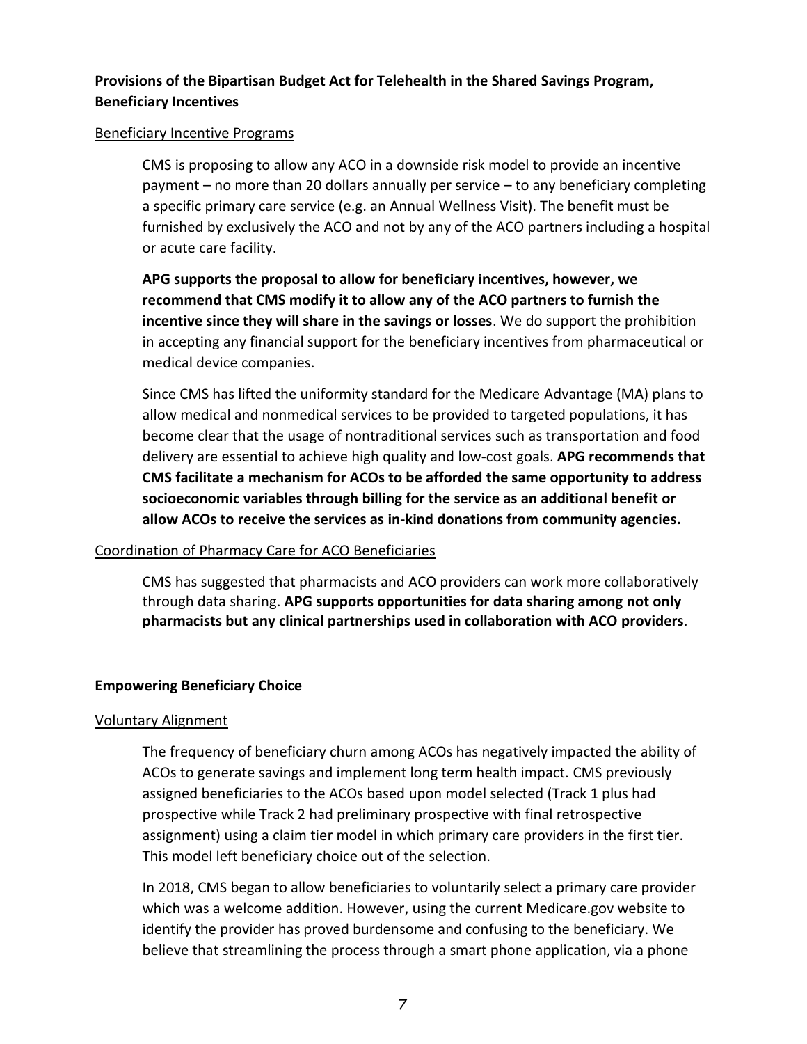**Provisions of the Bipartisan Budget Act for Telehealth in the Shared Savings Program, Beneficiary Incentives**

Beneficiary Incentive Programs

CMS is proposing to allow any ACO in a downside risk model to provide an incentive payment – no more than 20 dollars annually per service – to any beneficiary completing a specific primary care service (e.g. an Annual Wellness Visit). The benefit must be furnished by exclusively the ACO and not by any of the ACO partners including a hospital or acute care facility.

**APG supports the proposal to allow for beneficiary incentives, however, we recommend that CMS modify it to allow any of the ACO partners to furnish the incentive since they will share in the savings or losses**. We do support the prohibition in accepting any financial support for the beneficiary incentives from pharmaceutical or medical device companies.

Since CMS has lifted the uniformity standard for the Medicare Advantage (MA) plans to allow medical and nonmedical services to be provided to targeted populations, it has become clear that the usage of nontraditional services such as transportation and food delivery are essential to achieve high quality and low-cost goals. **APG recommends that CMS facilitate a mechanism for ACOs to be afforded the same opportunity to address socioeconomic variables through billing for the service as an additional benefit or allow ACOs to receive the services as in-kind donations from community agencies.**

Coordination of Pharmacy Care for ACO Beneficiaries

CMS has suggested that pharmacists and ACO providers can work more collaboratively through data sharing. **APG supports opportunities for data sharing among not only pharmacists but any clinical partnerships used in collaboration with ACO providers**.

**Empowering Beneficiary Choice**

Voluntary Alignment

The frequency of beneficiary churn among ACOs has negatively impacted the ability of ACOs to generate savings and implement long term health impact. CMS previously assigned beneficiaries to the ACOs based upon model selected (Track 1 plus had prospective while Track 2 had preliminary prospective with final retrospective assignment) using a claim tier model in which primary care providers in the first tier. This model left beneficiary choice out of the selection.

In 2018, CMS began to allow beneficiaries to voluntarily select a primary care provider which was a welcome addition. However, using the current Medicare.gov website to identify the provider has proved burdensome and confusing to the beneficiary. We believe that streamlining the process through a smart phone application, via a phone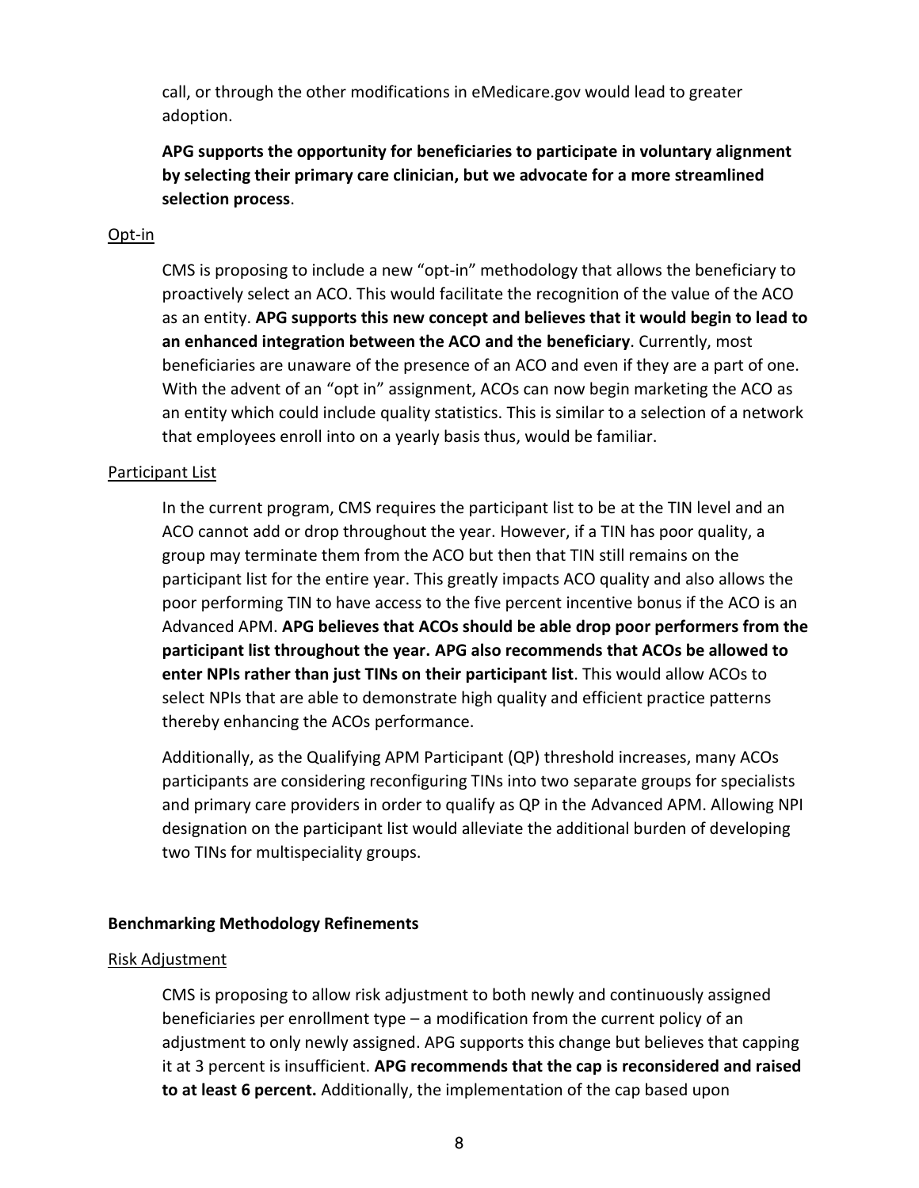call, or through the other modifications in eMedicare.gov would lead to greater adoption.

**APG supports the opportunity for beneficiaries to participate in voluntary alignment by selecting their primary care clinician, but we advocate for a more streamlined selection process**.

<u>Opt-in</u>

CMS is proposing to include a new "opt-in" methodology that allows the beneficiary to proactively select an ACO. This would facilitate the recognition of the value of the ACO as an entity. **APG supports this new concept and believes that it would begin to lead to an enhanced integration between the ACO and the beneficiary**. Currently, most beneficiaries are unaware of the presence of an ACO and even if they are a part of one. With the advent of an "opt in" assignment, ACOs can now begin marketing the ACO as an entity which could include quality statistics. This is similar to a selection of a network that employees enroll into on a yearly basis thus, would be familiar.

<u>Participant List</u>

In the current program, CMS requires the participant list to be at the TIN level and an ACO cannot add or drop throughout the year. However, if a TIN has poor quality, a group may terminate them from the ACO but then that TIN still remains on the participant list for the entire year. This greatly impacts ACO quality and also allows the poor performing TIN to have access to the five percent incentive bonus if the ACO is an Advanced APM. **APG believes that ACOs should be able drop poor performers from the participant list throughout the year. APG also recommends that ACOs be allowed to enter NPIs rather than just TINs on their participant list**. This would allow ACOs to select NPIs that are able to demonstrate high quality and efficient practice patterns thereby enhancing the ACOs performance.

Additionally, as the Qualifying APM Participant (QP) threshold increases, many ACOs participants are considering reconfiguring TINs into two separate groups for specialists and primary care providers in order to qualify as QP in the Advanced APM. Allowing NPI designation on the participant list would alleviate the additional burden of developing two TINs for multispeciality groups.

**Benchmarking Methodology Refinements**

<u>Risk Adjustment</u>

CMS is proposing to allow risk adjustment to both newly and continuously assigned beneficiaries per enrollment type – a modification from the current policy of an adjustment to only newly assigned. APG supports this change but believes that capping it at 3 percent is insufficient. **APG recommends that the cap is reconsidered and raised to at least 6 percent.** Additionally, the implementation of the cap based upon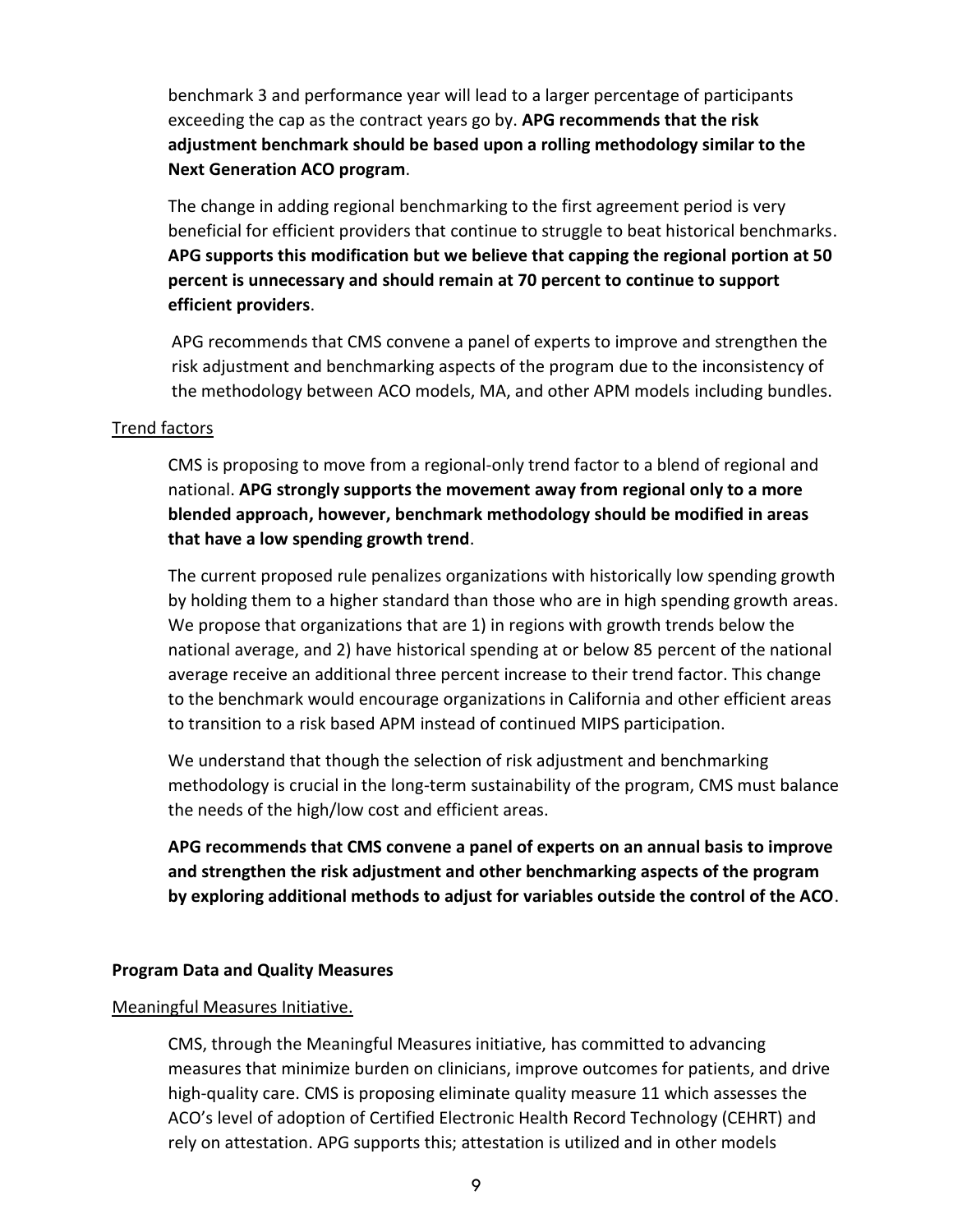benchmark 3 and performance year will lead to a larger percentage of participants exceeding the cap as the contract years go by. **APG recommends that the risk adjustment benchmark should be based upon a rolling methodology similar to the Next Generation ACO program**.

The change in adding regional benchmarking to the first agreement period is very beneficial for efficient providers that continue to struggle to beat historical benchmarks. **APG supports this modification but we believe that capping the regional portion at 50 percent is unnecessary and should remain at 70 percent to continue to support efficient providers**.

APG recommends that CMS convene a panel of experts to improve and strengthen the risk adjustment and benchmarking aspects of the program due to the inconsistency of the methodology between ACO models, MA, and other APM models including bundles.

Trend factors

CMS is proposing to move from a regional-only trend factor to a blend of regional and national. **APG strongly supports the movement away from regional only to a more blended approach, however, benchmark methodology should be modified in areas that have a low spending growth trend**.

The current proposed rule penalizes organizations with historically low spending growth by holding them to a higher standard than those who are in high spending growth areas. We propose that organizations that are 1) in regions with growth trends below the national average, and 2) have historical spending at or below 85 percent of the national average receive an additional three percent increase to their trend factor. This change to the benchmark would encourage organizations in California and other efficient areas to transition to a risk based APM instead of continued MIPS participation.

We understand that though the selection of risk adjustment and benchmarking methodology is crucial in the long-term sustainability of the program, CMS must balance the needs of the high/low cost and efficient areas.

**APG recommends that CMS convene a panel of experts on an annual basis to improve and strengthen the risk adjustment and other benchmarking aspects of the program by exploring additional methods to adjust for variables outside the control of the ACO**.

**Program Data and Quality Measures**

Meaningful Measures Initiative.

CMS, through the Meaningful Measures initiative, has committed to advancing measures that minimize burden on clinicians, improve outcomes for patients, and drive high-quality care. CMS is proposing eliminate quality measure 11 which assesses the ACO's level of adoption of Certified Electronic Health Record Technology (CEHRT) and rely on attestation. APG supports this; attestation is utilized and in other models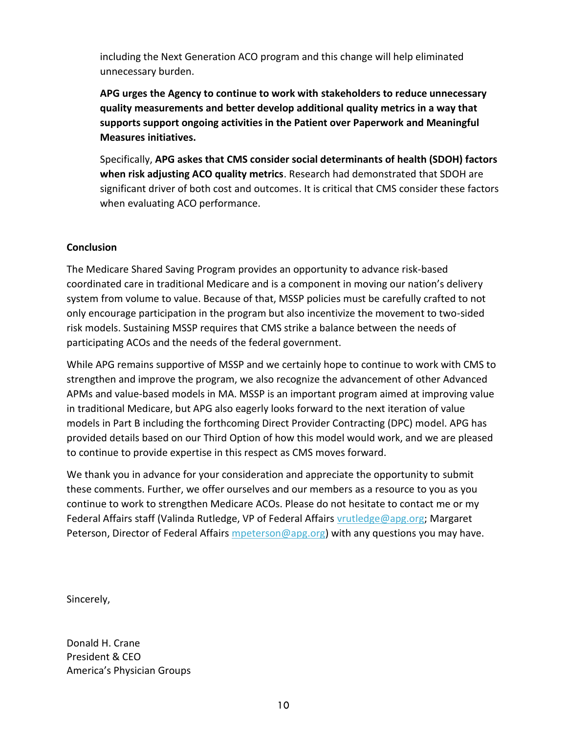including the Next Generation ACO program and this change will help eliminated unnecessary burden.

**APG urges the Agency to continue to work with stakeholders to reduce unnecessary quality measurements and better develop additional quality metrics in a way that supports support ongoing activities in the Patient over Paperwork and Meaningful Measures initiatives.**

Specifically, **APG askes that CMS consider social determinants of health (SDOH) factors when risk adjusting ACO quality metrics**. Research had demonstrated that SDOH are significant driver of both cost and outcomes. It is critical that CMS consider these factors when evaluating ACO performance.

**Conclusion**

The Medicare Shared Saving Program provides an opportunity to advance risk-based coordinated care in traditional Medicare and is a component in moving our nation's delivery system from volume to value. Because of that, MSSP policies must be carefully crafted to not only encourage participation in the program but also incentivize the movement to two-sided risk models. Sustaining MSSP requires that CMS strike a balance between the needs of participating ACOs and the needs of the federal government.

While APG remains supportive of MSSP and we certainly hope to continue to work with CMS to strengthen and improve the program, we also recognize the advancement of other Advanced APMs and value-based models in MA. MSSP is an important program aimed at improving value in traditional Medicare, but APG also eagerly looks forward to the next iteration of value models in Part B including the forthcoming Direct Provider Contracting (DPC) model. APG has provided details based on our Third Option of how this model would work, and we are pleased to continue to provide expertise in this respect as CMS moves forward.

We thank you in advance for your consideration and appreciate the opportunity to submit these comments. Further, we offer ourselves and our members as a resource to you as you continue to work to strengthen Medicare ACOs. Please do not hesitate to contact me or my Federal Affairs staff (Valinda Rutledge, VP of Federal Affairs vrutledge@apg.org; Margaret Peterson, Director of Federal Affairs mpeterson@apg.org) with any questions you may have.

Sincerely,

Donald H. Crane
President & CEO
America's Physician Groups